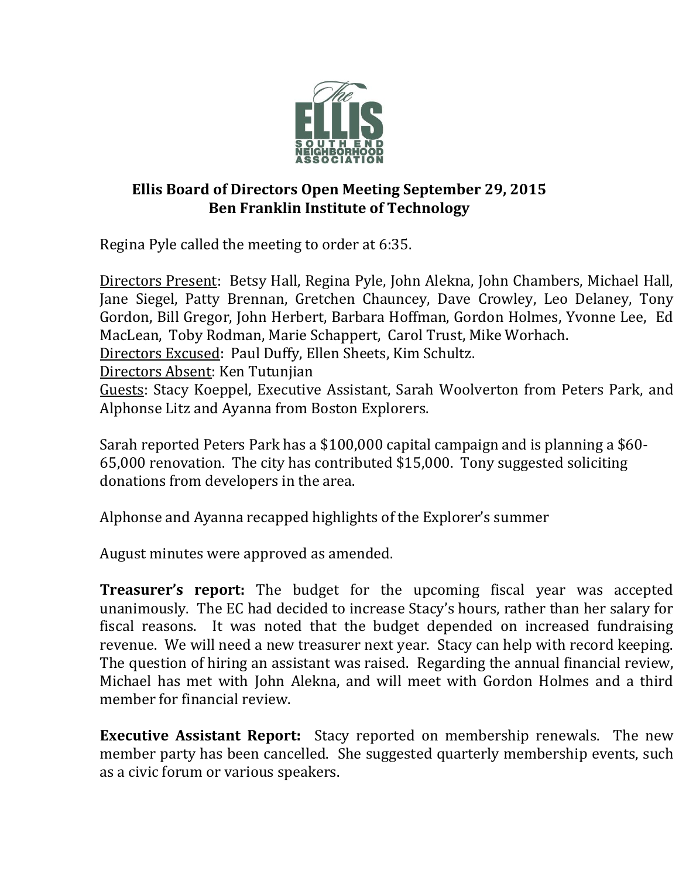**The ELLIS**
**SOUTH END NEIGHBORHOOD ASSOCIATION**

## Ellis Board of Directors Open Meeting September 29, 2015
## Ben Franklin Institute of Technology

Regina Pyle called the meeting to order at 6:35.

Directors Present: Betsy Hall, Regina Pyle, John Alekna, John Chambers, Michael Hall, Jane Siegel, Patty Brennan, Gretchen Chauncey, Dave Crowley, Leo Delaney, Tony Gordon, Bill Gregor, John Herbert, Barbara Hoffman, Gordon Holmes, Yvonne Lee, Ed MacLean, Toby Rodman, Marie Schappert, Carol Trust, Mike Worhach.
Directors Excused: Paul Duffy, Ellen Sheets, Kim Schultz.
Directors Absent: Ken Tutunjian
Guests: Stacy Koeppel, Executive Assistant, Sarah Woolverton from Peters Park, and Alphonse Litz and Ayanna from Boston Explorers.

Sarah reported Peters Park has a $100,000 capital campaign and is planning a $60-65,000 renovation. The city has contributed $15,000. Tony suggested soliciting donations from developers in the area.

Alphonse and Ayanna recapped highlights of the Explorer's summer

August minutes were approved as amended.

**Treasurer's report:** The budget for the upcoming fiscal year was accepted unanimously. The EC had decided to increase Stacy's hours, rather than her salary for fiscal reasons. It was noted that the budget depended on increased fundraising revenue. We will need a new treasurer next year. Stacy can help with record keeping. The question of hiring an assistant was raised. Regarding the annual financial review, Michael has met with John Alekna, and will meet with Gordon Holmes and a third member for financial review.

**Executive Assistant Report:** Stacy reported on membership renewals. The new member party has been cancelled. She suggested quarterly membership events, such as a civic forum or various speakers.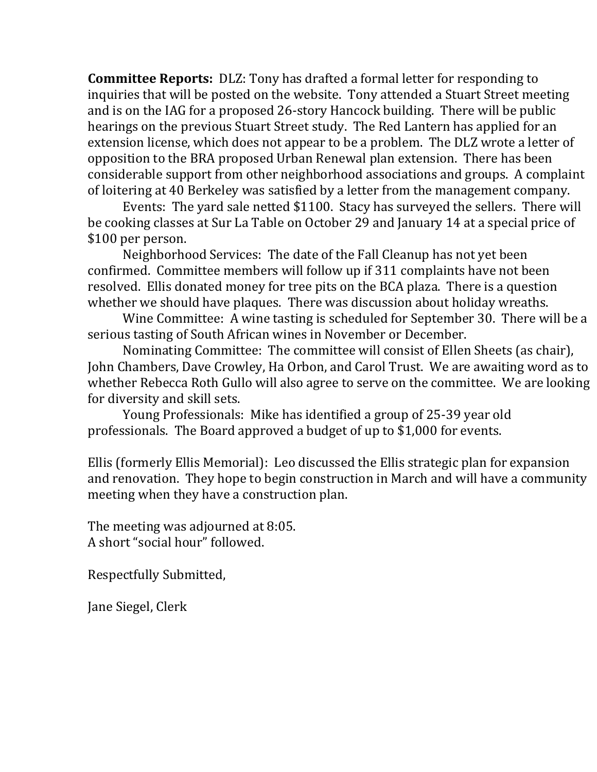**Committee Reports:** DLZ: Tony has drafted a formal letter for responding to inquiries that will be posted on the website. Tony attended a Stuart Street meeting and is on the IAG for a proposed 26-story Hancock building. There will be public hearings on the previous Stuart Street study. The Red Lantern has applied for an extension license, which does not appear to be a problem. The DLZ wrote a letter of opposition to the BRA proposed Urban Renewal plan extension. There has been considerable support from other neighborhood associations and groups. A complaint of loitering at 40 Berkeley was satisfied by a letter from the management company.

Events: The yard sale netted $1100. Stacy has surveyed the sellers. There will be cooking classes at Sur La Table on October 29 and January 14 at a special price of $100 per person.

Neighborhood Services: The date of the Fall Cleanup has not yet been confirmed. Committee members will follow up if 311 complaints have not been resolved. Ellis donated money for tree pits on the BCA plaza. There is a question whether we should have plaques. There was discussion about holiday wreaths.

Wine Committee: A wine tasting is scheduled for September 30. There will be a serious tasting of South African wines in November or December.

Nominating Committee: The committee will consist of Ellen Sheets (as chair), John Chambers, Dave Crowley, Ha Orbon, and Carol Trust. We are awaiting word as to whether Rebecca Roth Gullo will also agree to serve on the committee. We are looking for diversity and skill sets.

Young Professionals: Mike has identified a group of 25-39 year old professionals. The Board approved a budget of up to $1,000 for events.

Ellis (formerly Ellis Memorial): Leo discussed the Ellis strategic plan for expansion and renovation. They hope to begin construction in March and will have a community meeting when they have a construction plan.

The meeting was adjourned at 8:05.
A short "social hour" followed.

Respectfully Submitted,

Jane Siegel, Clerk